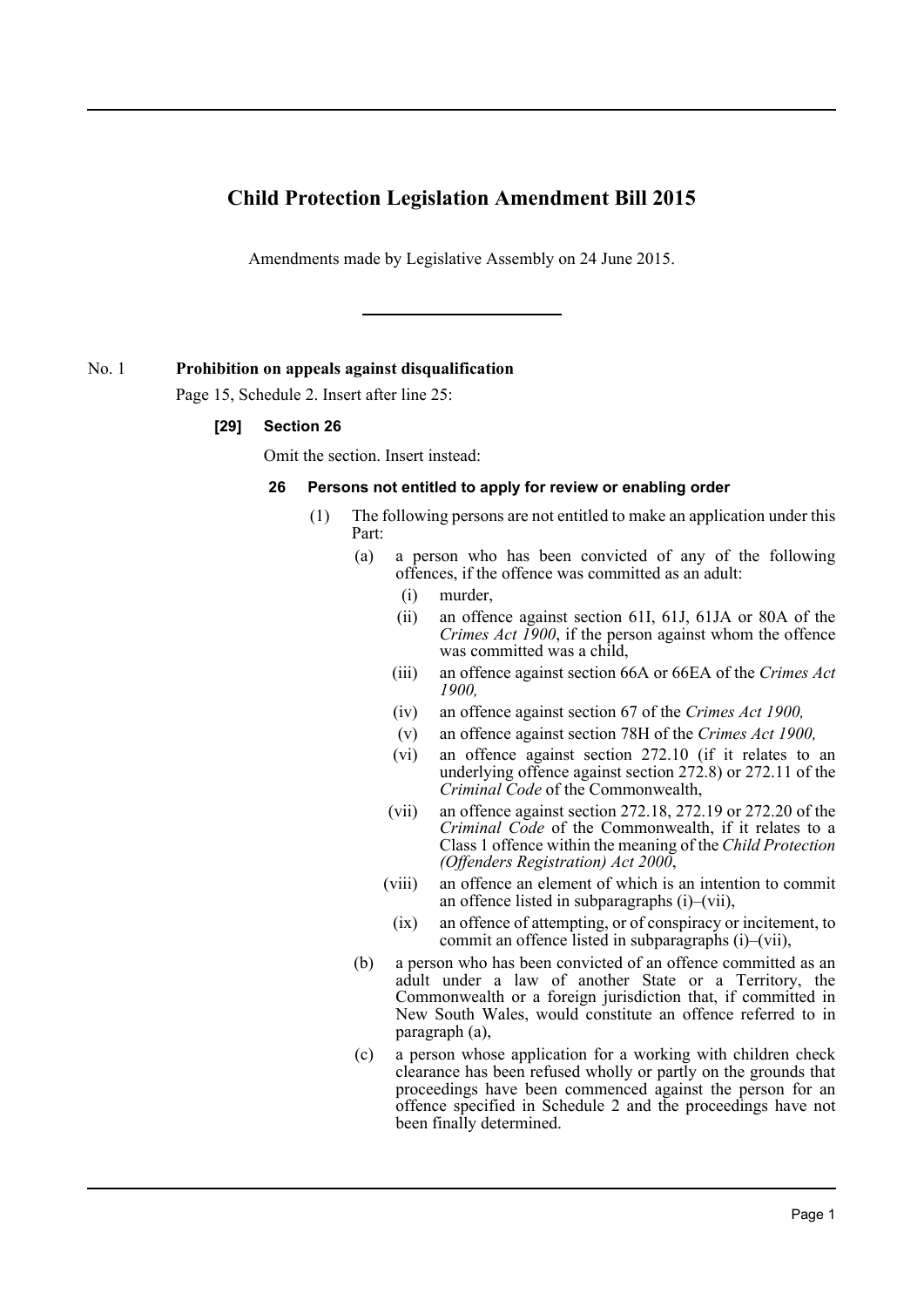# Child Protection Legislation Amendment Bill 2015

Amendments made by Legislative Assembly on 24 June 2015.

---

No. 1 **Prohibition on appeals against disqualification**

Page 15, Schedule 2. Insert after line 25:

**[29] Section 26**

Omit the section. Insert instead:

**26 Persons not entitled to apply for review or enabling order**

(1) The following persons are not entitled to make an application under this Part:

- (a) a person who has been convicted of any of the following offences, if the offence was committed as an adult:
  - (i) murder,
  - (ii) an offence against section 61I, 61J, 61JA or 80A of the *Crimes Act 1900*, if the person against whom the offence was committed was a child,
  - (iii) an offence against section 66A or 66EA of the *Crimes Act 1900,*
  - (iv) an offence against section 67 of the *Crimes Act 1900,*
  - (v) an offence against section 78H of the *Crimes Act 1900,*
  - (vi) an offence against section 272.10 (if it relates to an underlying offence against section 272.8) or 272.11 of the *Criminal Code* of the Commonwealth,
  - (vii) an offence against section 272.18, 272.19 or 272.20 of the *Criminal Code* of the Commonwealth, if it relates to a Class 1 offence within the meaning of the *Child Protection (Offenders Registration) Act 2000*,
  - (viii) an offence an element of which is an intention to commit an offence listed in subparagraphs (i)–(vii),
  - (ix) an offence of attempting, or of conspiracy or incitement, to commit an offence listed in subparagraphs (i)–(vii),
- (b) a person who has been convicted of an offence committed as an adult under a law of another State or a Territory, the Commonwealth or a foreign jurisdiction that, if committed in New South Wales, would constitute an offence referred to in paragraph (a),
- (c) a person whose application for a working with children check clearance has been refused wholly or partly on the grounds that proceedings have been commenced against the person for an offence specified in Schedule 2 and the proceedings have not been finally determined.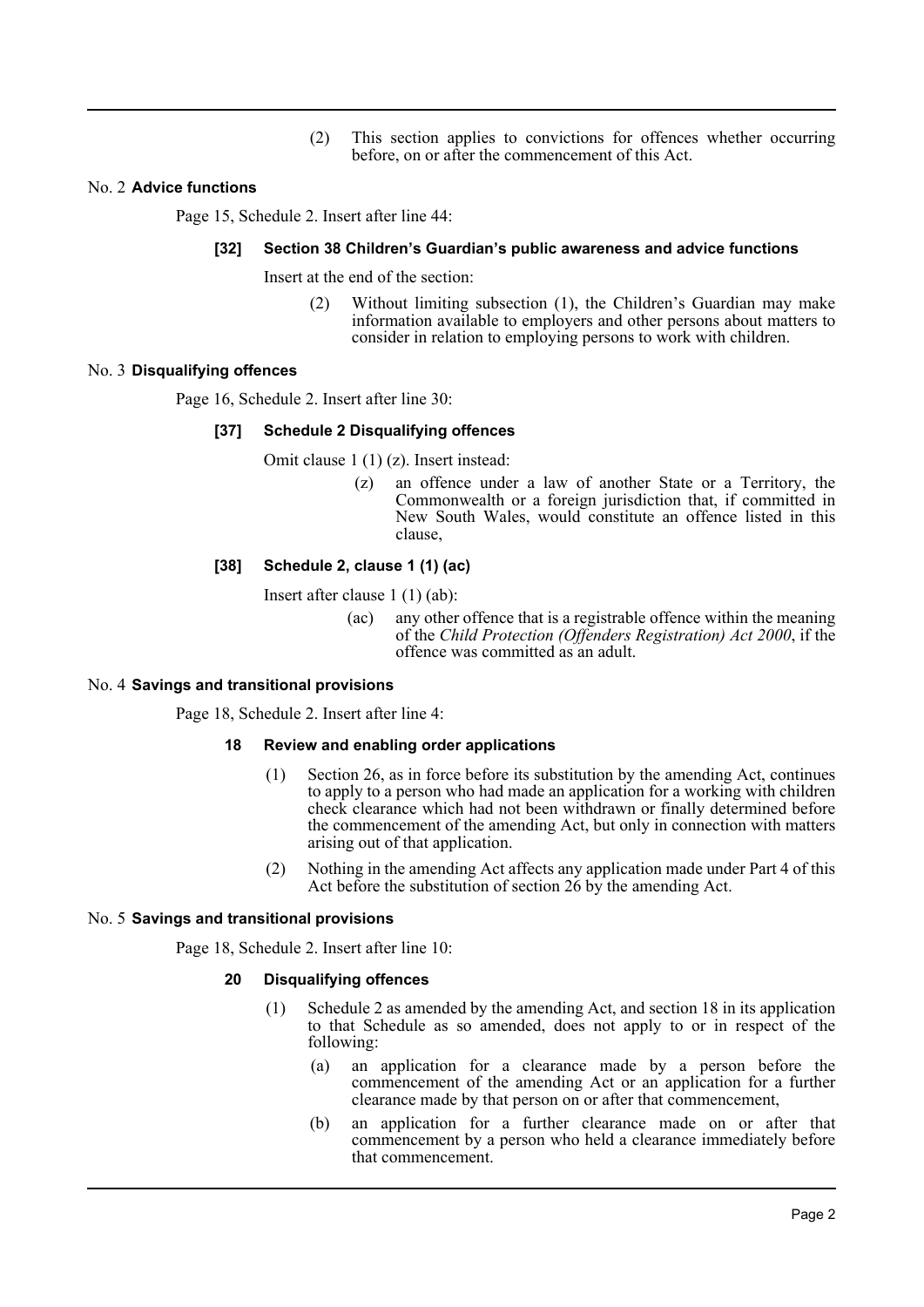(2) This section applies to convictions for offences whether occurring before, on or after the commencement of this Act.

No. 2 **Advice functions**

Page 15, Schedule 2. Insert after line 44:

**[32] Section 38 Children's Guardian's public awareness and advice functions**

Insert at the end of the section:

(2) Without limiting subsection (1), the Children's Guardian may make information available to employers and other persons about matters to consider in relation to employing persons to work with children.

No. 3 **Disqualifying offences**

Page 16, Schedule 2. Insert after line 30:

**[37] Schedule 2 Disqualifying offences**

Omit clause 1 (1) (z). Insert instead:

(z) an offence under a law of another State or a Territory, the Commonwealth or a foreign jurisdiction that, if committed in New South Wales, would constitute an offence listed in this clause,

**[38] Schedule 2, clause 1 (1) (ac)**

Insert after clause 1 (1) (ab):

(ac) any other offence that is a registrable offence within the meaning of the *Child Protection (Offenders Registration) Act 2000*, if the offence was committed as an adult.

No. 4 **Savings and transitional provisions**

Page 18, Schedule 2. Insert after line 4:

**18 Review and enabling order applications**

(1) Section 26, as in force before its substitution by the amending Act, continues to apply to a person who had made an application for a working with children check clearance which had not been withdrawn or finally determined before the commencement of the amending Act, but only in connection with matters arising out of that application.

(2) Nothing in the amending Act affects any application made under Part 4 of this Act before the substitution of section 26 by the amending Act.

No. 5 **Savings and transitional provisions**

Page 18, Schedule 2. Insert after line 10:

**20 Disqualifying offences**

(1) Schedule 2 as amended by the amending Act, and section 18 in its application to that Schedule as so amended, does not apply to or in respect of the following:

(a) an application for a clearance made by a person before the commencement of the amending Act or an application for a further clearance made by that person on or after that commencement,

(b) an application for a further clearance made on or after that commencement by a person who held a clearance immediately before that commencement.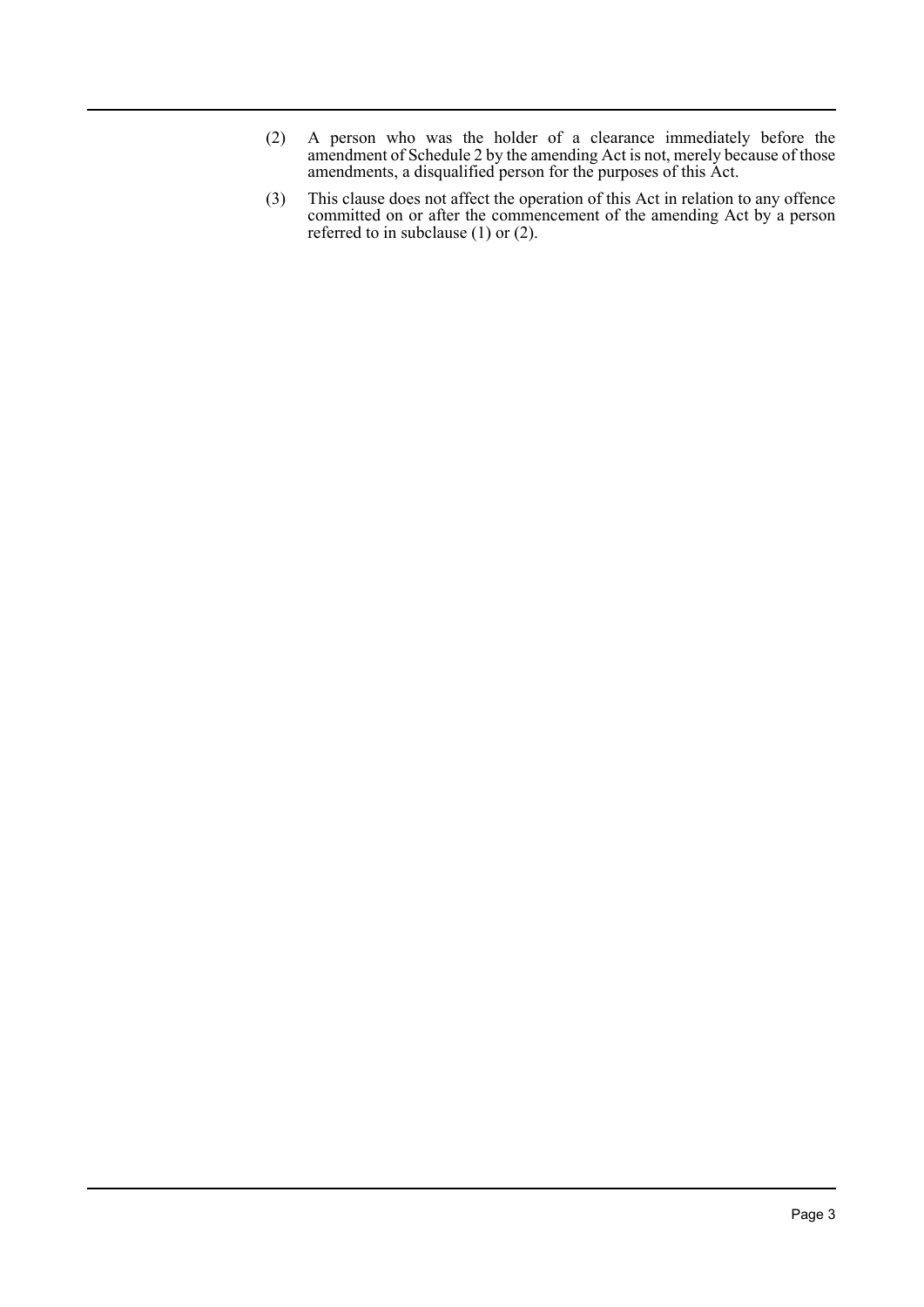(2) A person who was the holder of a clearance immediately before the amendment of Schedule 2 by the amending Act is not, merely because of those amendments, a disqualified person for the purposes of this Act.

(3) This clause does not affect the operation of this Act in relation to any offence committed on or after the commencement of the amending Act by a person referred to in subclause (1) or (2).